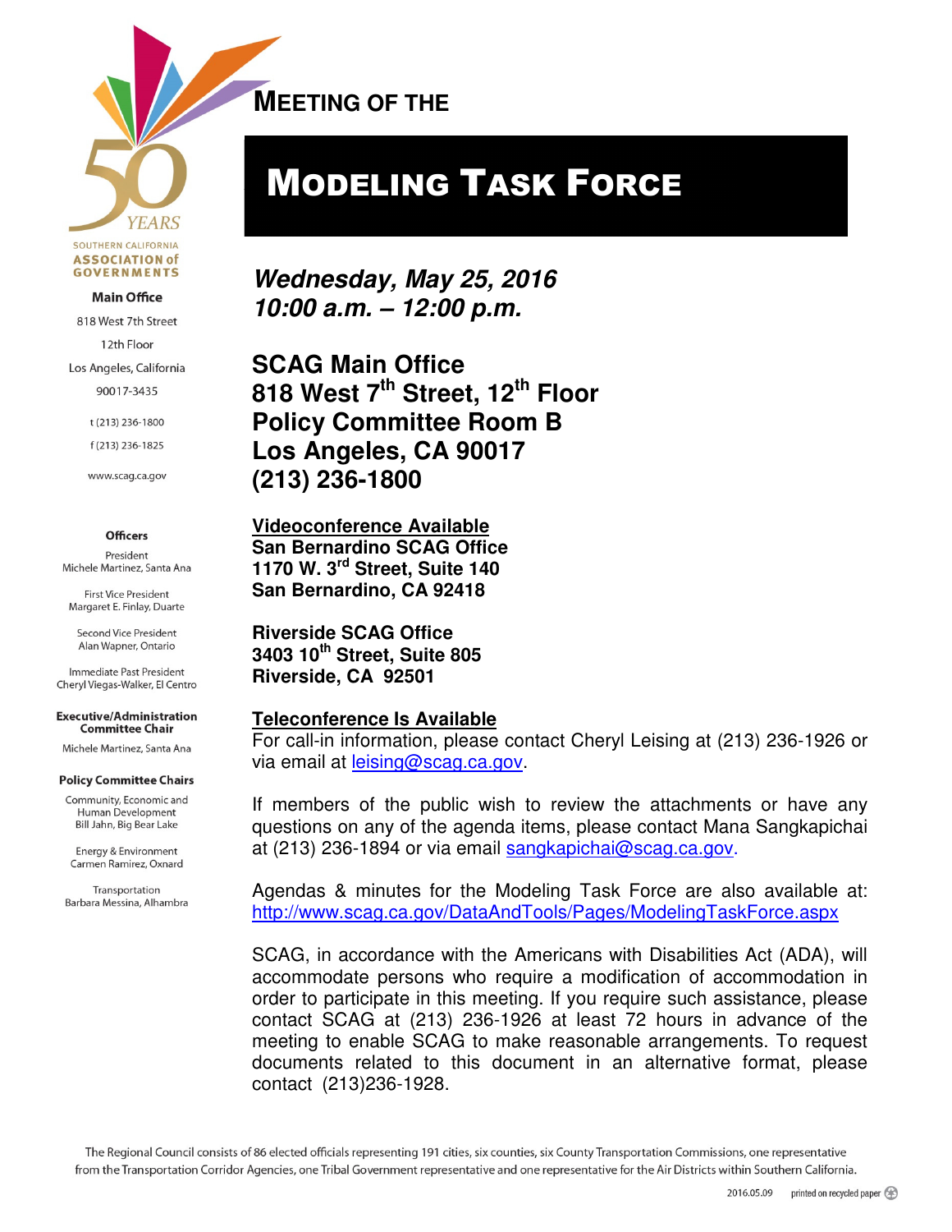SOUTHERN CALIFORNIA ASSOCIATION of GOVERNMENTS

**Main Office**

818 West 7th Street
12th Floor
Los Angeles, California
90017-3435

t (213) 236-1800
f (213) 236-1825

www.scag.ca.gov

**Officers**

President
Michele Martinez, Santa Ana

First Vice President
Margaret E. Finlay, Duarte

Second Vice President
Alan Wapner, Ontario

Immediate Past President
Cheryl Viegas-Walker, El Centro

**Executive/Administration Committee Chair**

Michele Martinez, Santa Ana

**Policy Committee Chairs**

Community, Economic and Human Development
Bill Jahn, Big Bear Lake

Energy & Environment
Carmen Ramirez, Oxnard

Transportation
Barbara Messina, Alhambra

## MEETING OF THE

# MODELING TASK FORCE

***Wednesday, May 25, 2016***
***10:00 a.m. – 12:00 p.m.***

**SCAG Main Office**
**818 West 7th Street, 12th Floor**
**Policy Committee Room B**
**Los Angeles, CA 90017**
**(213) 236-1800**

**Videoconference Available**
**San Bernardino SCAG Office**
**1170 W. 3rd Street, Suite 140**
**San Bernardino, CA 92418**

**Riverside SCAG Office**
**3403 10th Street, Suite 805**
**Riverside, CA 92501**

**Teleconference Is Available**
For call-in information, please contact Cheryl Leising at (213) 236-1926 or via email at leising@scag.ca.gov.

If members of the public wish to review the attachments or have any questions on any of the agenda items, please contact Mana Sangkapichai at (213) 236-1894 or via email sangkapichai@scag.ca.gov.

Agendas & minutes for the Modeling Task Force are also available at: http://www.scag.ca.gov/DataAndTools/Pages/ModelingTaskForce.aspx

SCAG, in accordance with the Americans with Disabilities Act (ADA), will accommodate persons who require a modification of accommodation in order to participate in this meeting. If you require such assistance, please contact SCAG at (213) 236-1926 at least 72 hours in advance of the meeting to enable SCAG to make reasonable arrangements. To request documents related to this document in an alternative format, please contact (213)236-1928.

The Regional Council consists of 86 elected officials representing 191 cities, six counties, six County Transportation Commissions, one representative from the Transportation Corridor Agencies, one Tribal Government representative and one representative for the Air Districts within Southern California.

2016.05.09 printed on recycled paper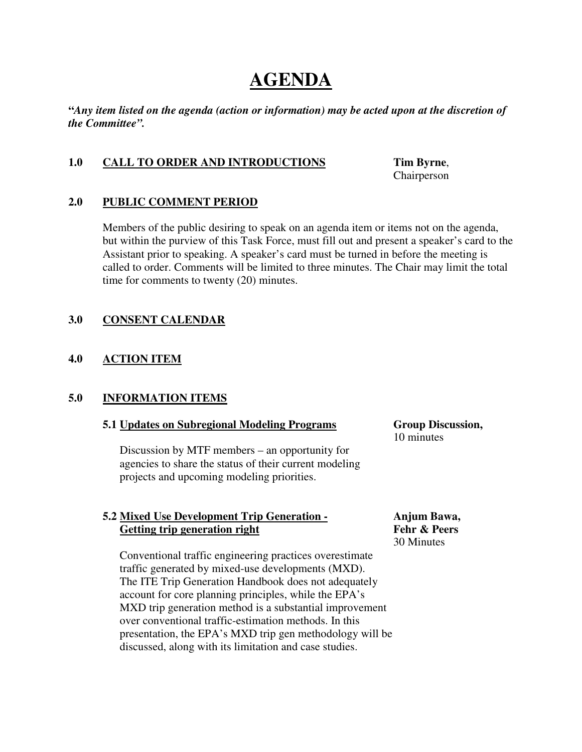# AGENDA

***"Any item listed on the agenda (action or information) may be acted upon at the discretion of the Committee".***

## 1.0 CALL TO ORDER AND INTRODUCTIONS

**Tim Byrne**, Chairperson

## 2.0 PUBLIC COMMENT PERIOD

Members of the public desiring to speak on an agenda item or items not on the agenda, but within the purview of this Task Force, must fill out and present a speaker's card to the Assistant prior to speaking. A speaker's card must be turned in before the meeting is called to order. Comments will be limited to three minutes. The Chair may limit the total time for comments to twenty (20) minutes.

## 3.0 CONSENT CALENDAR

## 4.0 ACTION ITEM

## 5.0 INFORMATION ITEMS

### 5.1 Updates on Subregional Modeling Programs

**Group Discussion,** 10 minutes

Discussion by MTF members – an opportunity for agencies to share the status of their current modeling projects and upcoming modeling priorities.

### 5.2 Mixed Use Development Trip Generation - Getting trip generation right

**Anjum Bawa, Fehr & Peers** 30 Minutes

Conventional traffic engineering practices overestimate traffic generated by mixed-use developments (MXD). The ITE Trip Generation Handbook does not adequately account for core planning principles, while the EPA's MXD trip generation method is a substantial improvement over conventional traffic-estimation methods. In this presentation, the EPA's MXD trip gen methodology will be discussed, along with its limitation and case studies.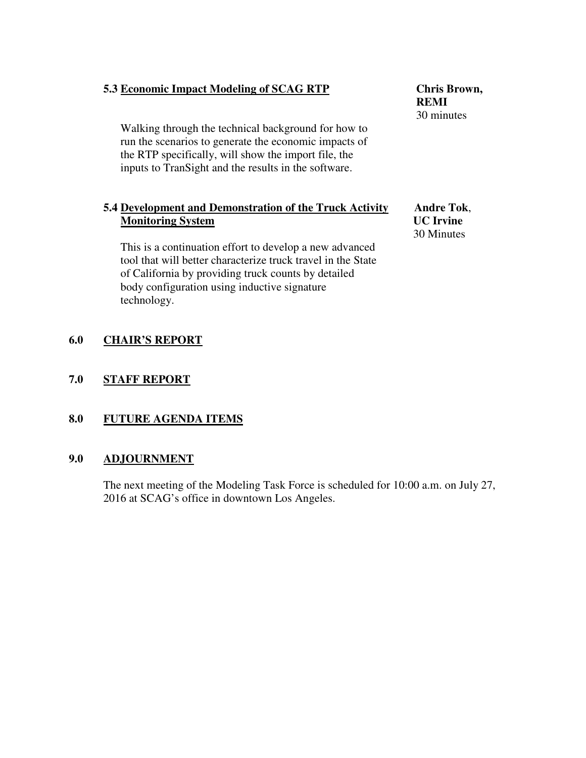**5.3 <u>Economic Impact Modeling of SCAG RTP</u>** — **Chris Brown, REMI**, 30 minutes

Walking through the technical background for how to run the scenarios to generate the economic impacts of the RTP specifically, will show the import file, the inputs to TranSight and the results in the software.

**5.4 <u>Development and Demonstration of the Truck Activity Monitoring System</u>** — **Andre Tok**, **UC Irvine**, 30 Minutes

This is a continuation effort to develop a new advanced tool that will better characterize truck travel in the State of California by providing truck counts by detailed body configuration using inductive signature technology.

## 6.0 CHAIR'S REPORT

## 7.0 STAFF REPORT

## 8.0 FUTURE AGENDA ITEMS

## 9.0 ADJOURNMENT

The next meeting of the Modeling Task Force is scheduled for 10:00 a.m. on July 27, 2016 at SCAG's office in downtown Los Angeles.